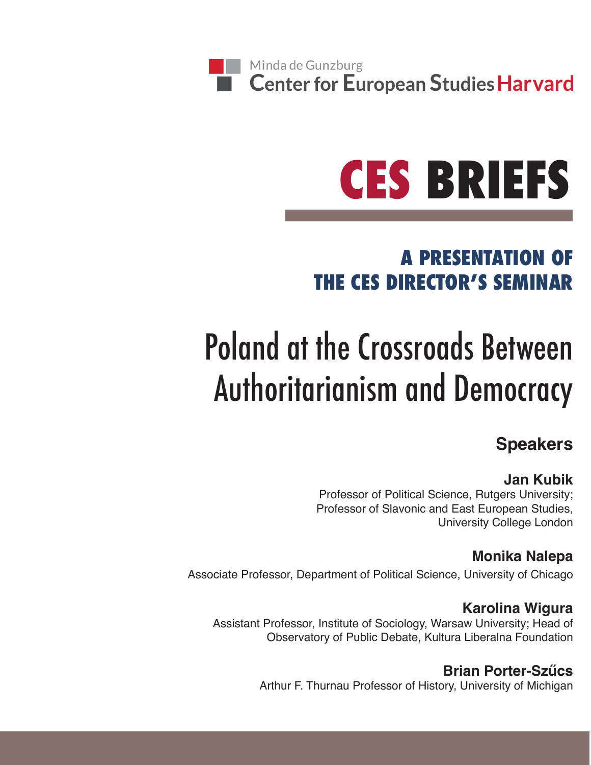Minda de Gunzburg
**Center for European Studies Harvard**

# CES BRIEFS

## A PRESENTATION OF THE CES DIRECTOR'S SEMINAR

# Poland at the Crossroads Between Authoritarianism and Democracy

### Speakers

**Jan Kubik**
Professor of Political Science, Rutgers University;
Professor of Slavonic and East European Studies,
University College London

**Monika Nalepa**
Associate Professor, Department of Political Science, University of Chicago

**Karolina Wigura**
Assistant Professor, Institute of Sociology, Warsaw University; Head of
Observatory of Public Debate, Kultura Liberalna Foundation

**Brian Porter-Szűcs**
Arthur F. Thurnau Professor of History, University of Michigan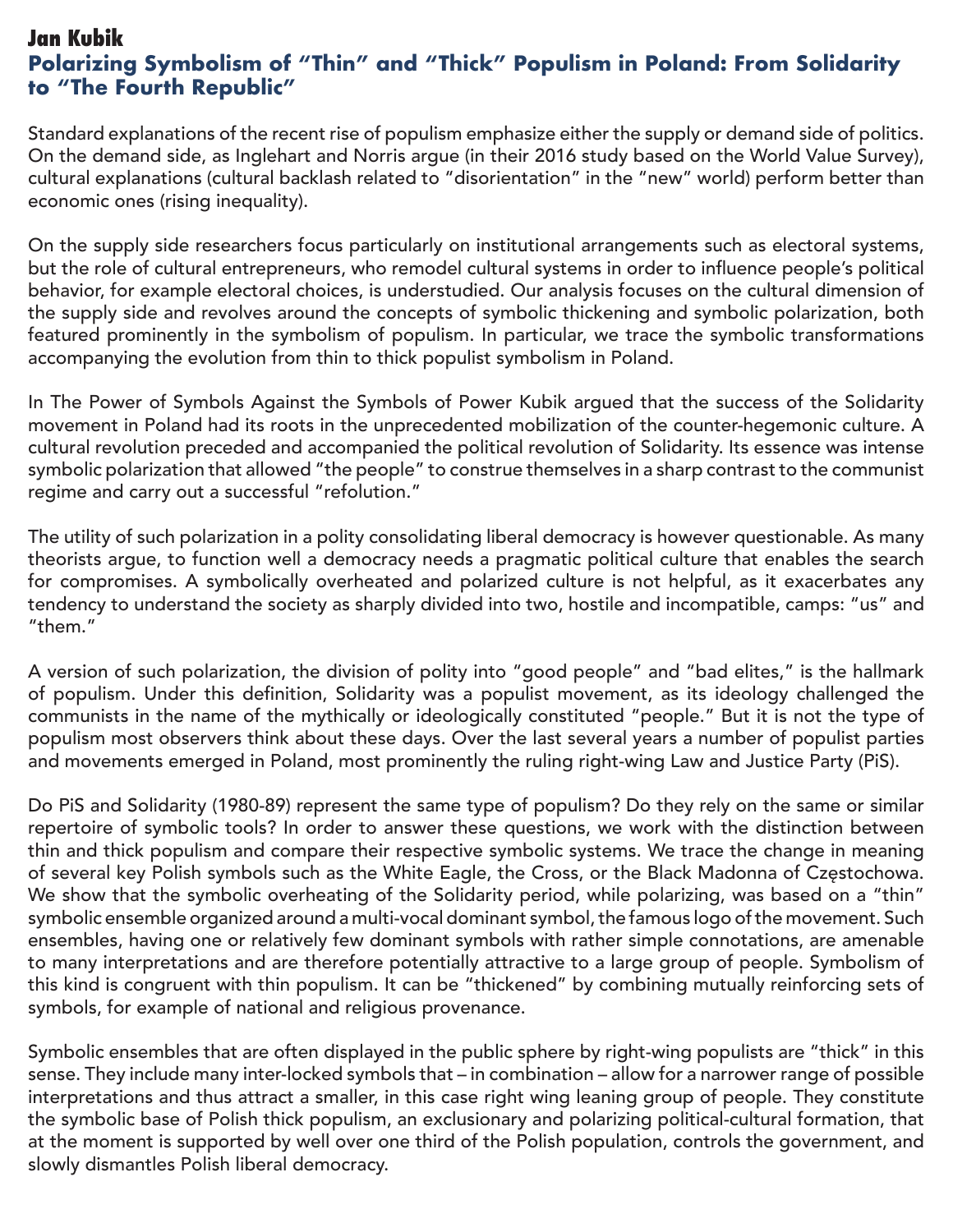## Jan Kubik

## Polarizing Symbolism of "Thin" and "Thick" Populism in Poland: From Solidarity to "The Fourth Republic"

Standard explanations of the recent rise of populism emphasize either the supply or demand side of politics. On the demand side, as Inglehart and Norris argue (in their 2016 study based on the World Value Survey), cultural explanations (cultural backlash related to "disorientation" in the "new" world) perform better than economic ones (rising inequality).

On the supply side researchers focus particularly on institutional arrangements such as electoral systems, but the role of cultural entrepreneurs, who remodel cultural systems in order to influence people's political behavior, for example electoral choices, is understudied. Our analysis focuses on the cultural dimension of the supply side and revolves around the concepts of symbolic thickening and symbolic polarization, both featured prominently in the symbolism of populism. In particular, we trace the symbolic transformations accompanying the evolution from thin to thick populist symbolism in Poland.

In The Power of Symbols Against the Symbols of Power Kubik argued that the success of the Solidarity movement in Poland had its roots in the unprecedented mobilization of the counter-hegemonic culture. A cultural revolution preceded and accompanied the political revolution of Solidarity. Its essence was intense symbolic polarization that allowed "the people" to construe themselves in a sharp contrast to the communist regime and carry out a successful "refolution."

The utility of such polarization in a polity consolidating liberal democracy is however questionable. As many theorists argue, to function well a democracy needs a pragmatic political culture that enables the search for compromises. A symbolically overheated and polarized culture is not helpful, as it exacerbates any tendency to understand the society as sharply divided into two, hostile and incompatible, camps: "us" and "them."

A version of such polarization, the division of polity into "good people" and "bad elites," is the hallmark of populism. Under this definition, Solidarity was a populist movement, as its ideology challenged the communists in the name of the mythically or ideologically constituted "people." But it is not the type of populism most observers think about these days. Over the last several years a number of populist parties and movements emerged in Poland, most prominently the ruling right-wing Law and Justice Party (PiS).

Do PiS and Solidarity (1980-89) represent the same type of populism? Do they rely on the same or similar repertoire of symbolic tools? In order to answer these questions, we work with the distinction between thin and thick populism and compare their respective symbolic systems. We trace the change in meaning of several key Polish symbols such as the White Eagle, the Cross, or the Black Madonna of Częstochowa. We show that the symbolic overheating of the Solidarity period, while polarizing, was based on a "thin" symbolic ensemble organized around a multi-vocal dominant symbol, the famous logo of the movement. Such ensembles, having one or relatively few dominant symbols with rather simple connotations, are amenable to many interpretations and are therefore potentially attractive to a large group of people. Symbolism of this kind is congruent with thin populism. It can be "thickened" by combining mutually reinforcing sets of symbols, for example of national and religious provenance.

Symbolic ensembles that are often displayed in the public sphere by right-wing populists are "thick" in this sense. They include many inter-locked symbols that – in combination – allow for a narrower range of possible interpretations and thus attract a smaller, in this case right wing leaning group of people. They constitute the symbolic base of Polish thick populism, an exclusionary and polarizing political-cultural formation, that at the moment is supported by well over one third of the Polish population, controls the government, and slowly dismantles Polish liberal democracy.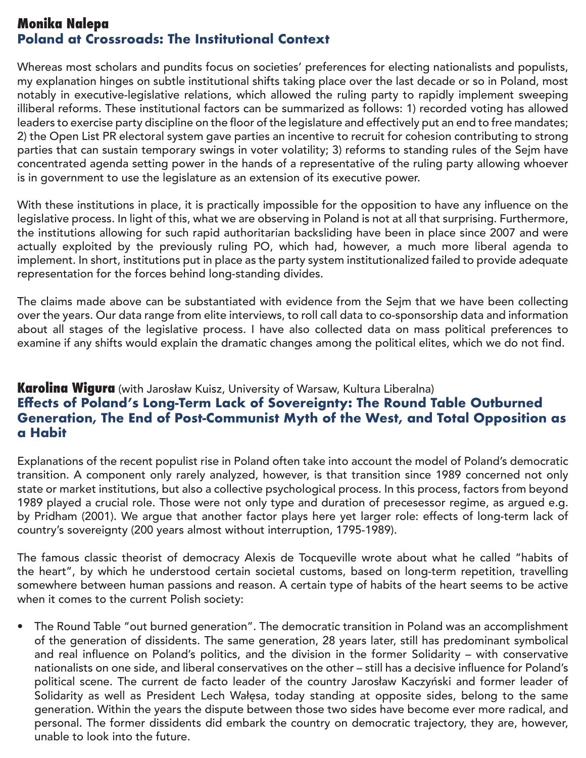### Monika Nalepa

## Poland at Crossroads: The Institutional Context

Whereas most scholars and pundits focus on societies' preferences for electing nationalists and populists, my explanation hinges on subtle institutional shifts taking place over the last decade or so in Poland, most notably in executive-legislative relations, which allowed the ruling party to rapidly implement sweeping illiberal reforms. These institutional factors can be summarized as follows: 1) recorded voting has allowed leaders to exercise party discipline on the floor of the legislature and effectively put an end to free mandates; 2) the Open List PR electoral system gave parties an incentive to recruit for cohesion contributing to strong parties that can sustain temporary swings in voter volatility; 3) reforms to standing rules of the Sejm have concentrated agenda setting power in the hands of a representative of the ruling party allowing whoever is in government to use the legislature as an extension of its executive power.

With these institutions in place, it is practically impossible for the opposition to have any influence on the legislative process. In light of this, what we are observing in Poland is not at all that surprising. Furthermore, the institutions allowing for such rapid authoritarian backsliding have been in place since 2007 and were actually exploited by the previously ruling PO, which had, however, a much more liberal agenda to implement. In short, institutions put in place as the party system institutionalized failed to provide adequate representation for the forces behind long-standing divides.

The claims made above can be substantiated with evidence from the Sejm that we have been collecting over the years. Our data range from elite interviews, to roll call data to co-sponsorship data and information about all stages of the legislative process. I have also collected data on mass political preferences to examine if any shifts would explain the dramatic changes among the political elites, which we do not find.

### Karolina Wigura (with Jarosław Kuisz, University of Warsaw, Kultura Liberalna)

## Effects of Poland's Long-Term Lack of Sovereignty: The Round Table Outburned Generation, The End of Post-Communist Myth of the West, and Total Opposition as a Habit

Explanations of the recent populist rise in Poland often take into account the model of Poland's democratic transition. A component only rarely analyzed, however, is that transition since 1989 concerned not only state or market institutions, but also a collective psychological process. In this process, factors from beyond 1989 played a crucial role. Those were not only type and duration of precesessor regime, as argued e.g. by Pridham (2001). We argue that another factor plays here yet larger role: effects of long-term lack of country's sovereignty (200 years almost without interruption, 1795-1989).

The famous classic theorist of democracy Alexis de Tocqueville wrote about what he called "habits of the heart", by which he understood certain societal customs, based on long-term repetition, travelling somewhere between human passions and reason. A certain type of habits of the heart seems to be active when it comes to the current Polish society:

- The Round Table "out burned generation". The democratic transition in Poland was an accomplishment of the generation of dissidents. The same generation, 28 years later, still has predominant symbolical and real influence on Poland's politics, and the division in the former Solidarity – with conservative nationalists on one side, and liberal conservatives on the other – still has a decisive influence for Poland's political scene. The current de facto leader of the country Jarosław Kaczyński and former leader of Solidarity as well as President Lech Wałęsa, today standing at opposite sides, belong to the same generation. Within the years the dispute between those two sides have become ever more radical, and personal. The former dissidents did embark the country on democratic trajectory, they are, however, unable to look into the future.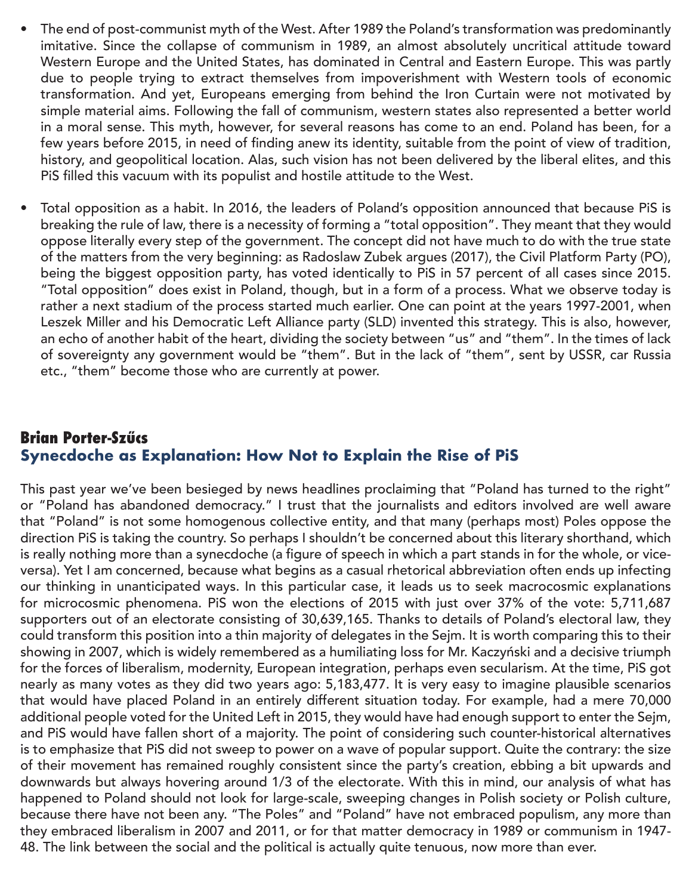- The end of post-communist myth of the West. After 1989 the Poland's transformation was predominantly imitative. Since the collapse of communism in 1989, an almost absolutely uncritical attitude toward Western Europe and the United States, has dominated in Central and Eastern Europe. This was partly due to people trying to extract themselves from impoverishment with Western tools of economic transformation. And yet, Europeans emerging from behind the Iron Curtain were not motivated by simple material aims. Following the fall of communism, western states also represented a better world in a moral sense. This myth, however, for several reasons has come to an end. Poland has been, for a few years before 2015, in need of finding anew its identity, suitable from the point of view of tradition, history, and geopolitical location. Alas, such vision has not been delivered by the liberal elites, and this PiS filled this vacuum with its populist and hostile attitude to the West.

- Total opposition as a habit. In 2016, the leaders of Poland's opposition announced that because PiS is breaking the rule of law, there is a necessity of forming a "total opposition". They meant that they would oppose literally every step of the government. The concept did not have much to do with the true state of the matters from the very beginning: as Radoslaw Zubek argues (2017), the Civil Platform Party (PO), being the biggest opposition party, has voted identically to PiS in 57 percent of all cases since 2015. "Total opposition" does exist in Poland, though, but in a form of a process. What we observe today is rather a next stadium of the process started much earlier. One can point at the years 1997-2001, when Leszek Miller and his Democratic Left Alliance party (SLD) invented this strategy. This is also, however, an echo of another habit of the heart, dividing the society between "us" and "them". In the times of lack of sovereignty any government would be "them". But in the lack of "them", sent by USSR, car Russia etc., "them" become those who are currently at power.

## Brian Porter-Szűcs

### Synecdoche as Explanation: How Not to Explain the Rise of PiS

This past year we've been besieged by news headlines proclaiming that "Poland has turned to the right" or "Poland has abandoned democracy." I trust that the journalists and editors involved are well aware that "Poland" is not some homogenous collective entity, and that many (perhaps most) Poles oppose the direction PiS is taking the country. So perhaps I shouldn't be concerned about this literary shorthand, which is really nothing more than a synecdoche (a figure of speech in which a part stands in for the whole, or vice-versa). Yet I am concerned, because what begins as a casual rhetorical abbreviation often ends up infecting our thinking in unanticipated ways. In this particular case, it leads us to seek macrocosmic explanations for microcosmic phenomena. PiS won the elections of 2015 with just over 37% of the vote: 5,711,687 supporters out of an electorate consisting of 30,639,165. Thanks to details of Poland's electoral law, they could transform this position into a thin majority of delegates in the Sejm. It is worth comparing this to their showing in 2007, which is widely remembered as a humiliating loss for Mr. Kaczyński and a decisive triumph for the forces of liberalism, modernity, European integration, perhaps even secularism. At the time, PiS got nearly as many votes as they did two years ago: 5,183,477. It is very easy to imagine plausible scenarios that would have placed Poland in an entirely different situation today. For example, had a mere 70,000 additional people voted for the United Left in 2015, they would have had enough support to enter the Sejm, and PiS would have fallen short of a majority. The point of considering such counter-historical alternatives is to emphasize that PiS did not sweep to power on a wave of popular support. Quite the contrary: the size of their movement has remained roughly consistent since the party's creation, ebbing a bit upwards and downwards but always hovering around 1/3 of the electorate. With this in mind, our analysis of what has happened to Poland should not look for large-scale, sweeping changes in Polish society or Polish culture, because there have not been any. "The Poles" and "Poland" have not embraced populism, any more than they embraced liberalism in 2007 and 2011, or for that matter democracy in 1989 or communism in 1947-48. The link between the social and the political is actually quite tenuous, now more than ever.